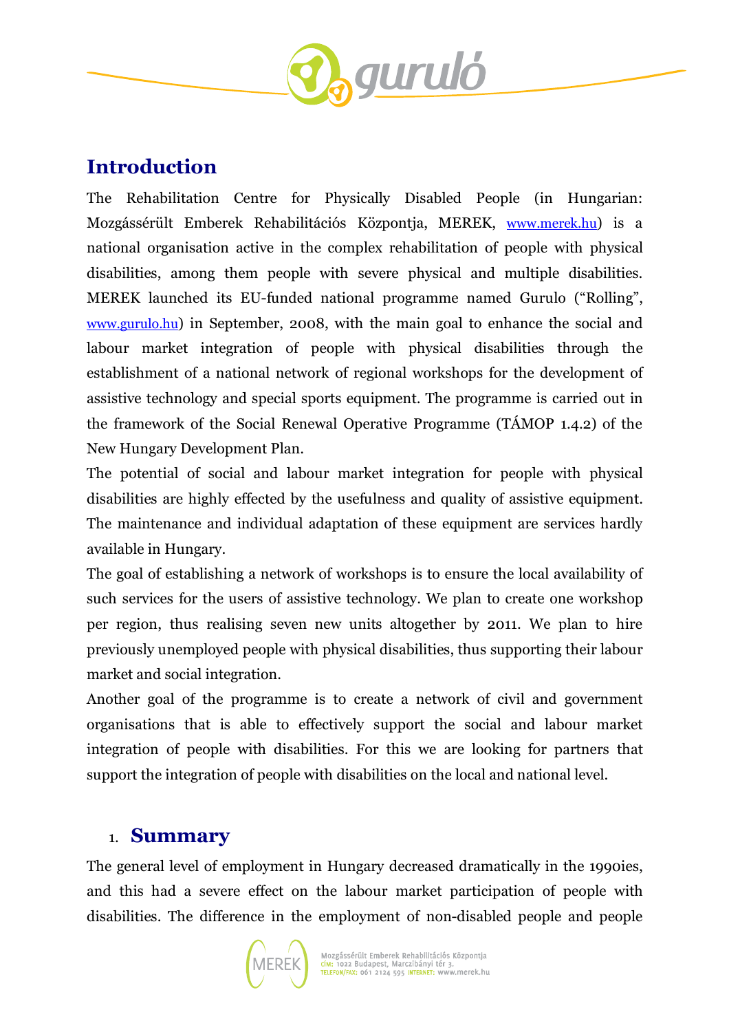## Introduction

The Rehabilitation Centre for Physically Disabled People (in Hungarian: Mozgássérült Emberek Rehabilitációs Központja, MEREK, www.merek.hu) is a national organisation active in the complex rehabilitation of people with physical disabilities, among them people with severe physical and multiple disabilities. MEREK launched its EU-funded national programme named Gurulo ("Rolling", www.gurulo.hu) in September, 2008, with the main goal to enhance the social and labour market integration of people with physical disabilities through the establishment of a national network of regional workshops for the development of assistive technology and special sports equipment. The programme is carried out in the framework of the Social Renewal Operative Programme (TÁMOP 1.4.2) of the New Hungary Development Plan.

The potential of social and labour market integration for people with physical disabilities are highly effected by the usefulness and quality of assistive equipment. The maintenance and individual adaptation of these equipment are services hardly available in Hungary.

The goal of establishing a network of workshops is to ensure the local availability of such services for the users of assistive technology. We plan to create one workshop per region, thus realising seven new units altogether by 2011. We plan to hire previously unemployed people with physical disabilities, thus supporting their labour market and social integration.

Another goal of the programme is to create a network of civil and government organisations that is able to effectively support the social and labour market integration of people with disabilities. For this we are looking for partners that support the integration of people with disabilities on the local and national level.

## 1. Summary

The general level of employment in Hungary decreased dramatically in the 1990ies, and this had a severe effect on the labour market participation of people with disabilities. The difference in the employment of non-disabled people and people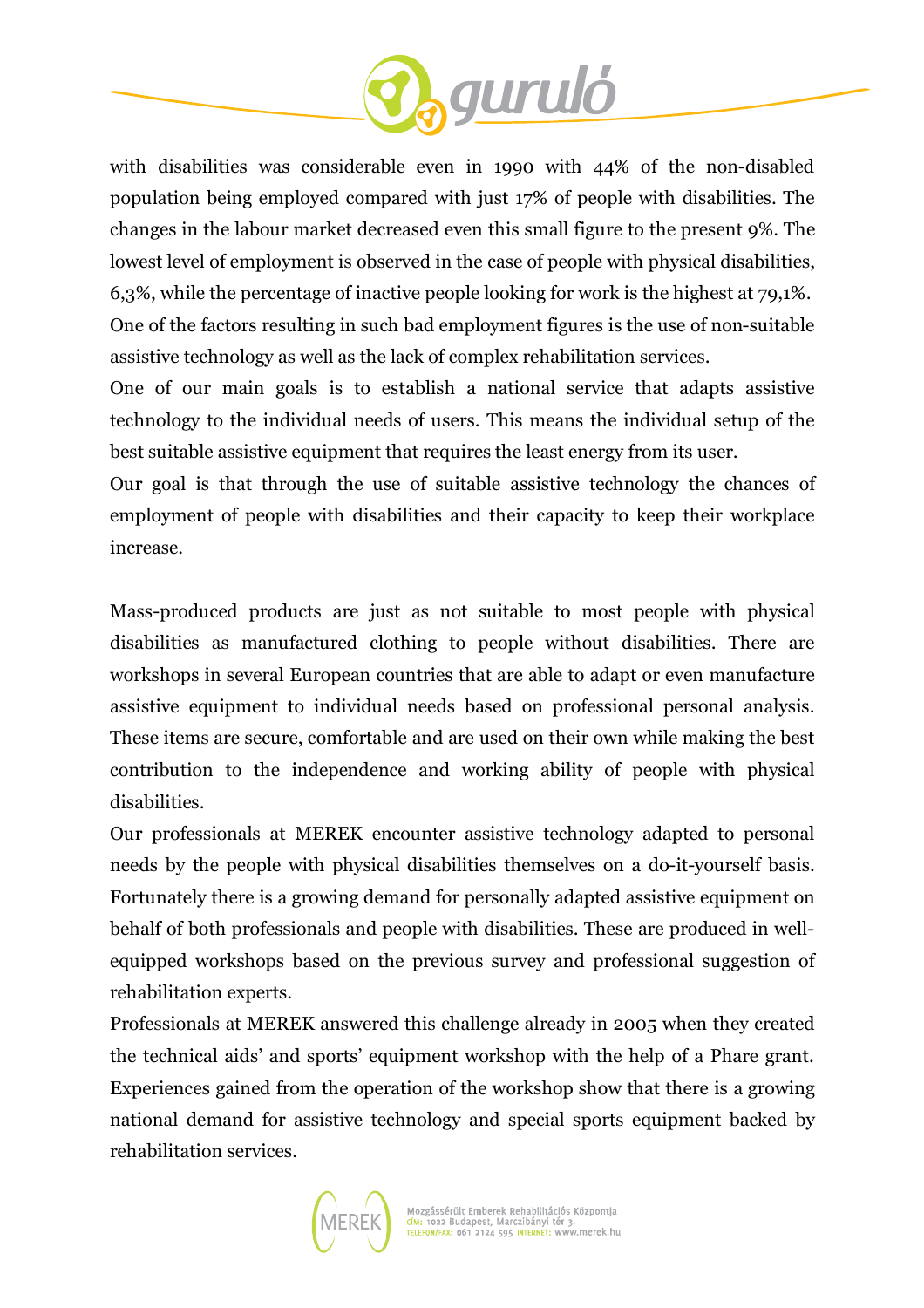with disabilities was considerable even in 1990 with 44% of the non-disabled population being employed compared with just 17% of people with disabilities. The changes in the labour market decreased even this small figure to the present 9%. The lowest level of employment is observed in the case of people with physical disabilities, 6,3%, while the percentage of inactive people looking for work is the highest at 79,1%. One of the factors resulting in such bad employment figures is the use of non-suitable assistive technology as well as the lack of complex rehabilitation services.

One of our main goals is to establish a national service that adapts assistive technology to the individual needs of users. This means the individual setup of the best suitable assistive equipment that requires the least energy from its user.

Our goal is that through the use of suitable assistive technology the chances of employment of people with disabilities and their capacity to keep their workplace increase.

Mass-produced products are just as not suitable to most people with physical disabilities as manufactured clothing to people without disabilities. There are workshops in several European countries that are able to adapt or even manufacture assistive equipment to individual needs based on professional personal analysis. These items are secure, comfortable and are used on their own while making the best contribution to the independence and working ability of people with physical disabilities.

Our professionals at MEREK encounter assistive technology adapted to personal needs by the people with physical disabilities themselves on a do-it-yourself basis. Fortunately there is a growing demand for personally adapted assistive equipment on behalf of both professionals and people with disabilities. These are produced in well-equipped workshops based on the previous survey and professional suggestion of rehabilitation experts.

Professionals at MEREK answered this challenge already in 2005 when they created the technical aids' and sports' equipment workshop with the help of a Phare grant. Experiences gained from the operation of the workshop show that there is a growing national demand for assistive technology and special sports equipment backed by rehabilitation services.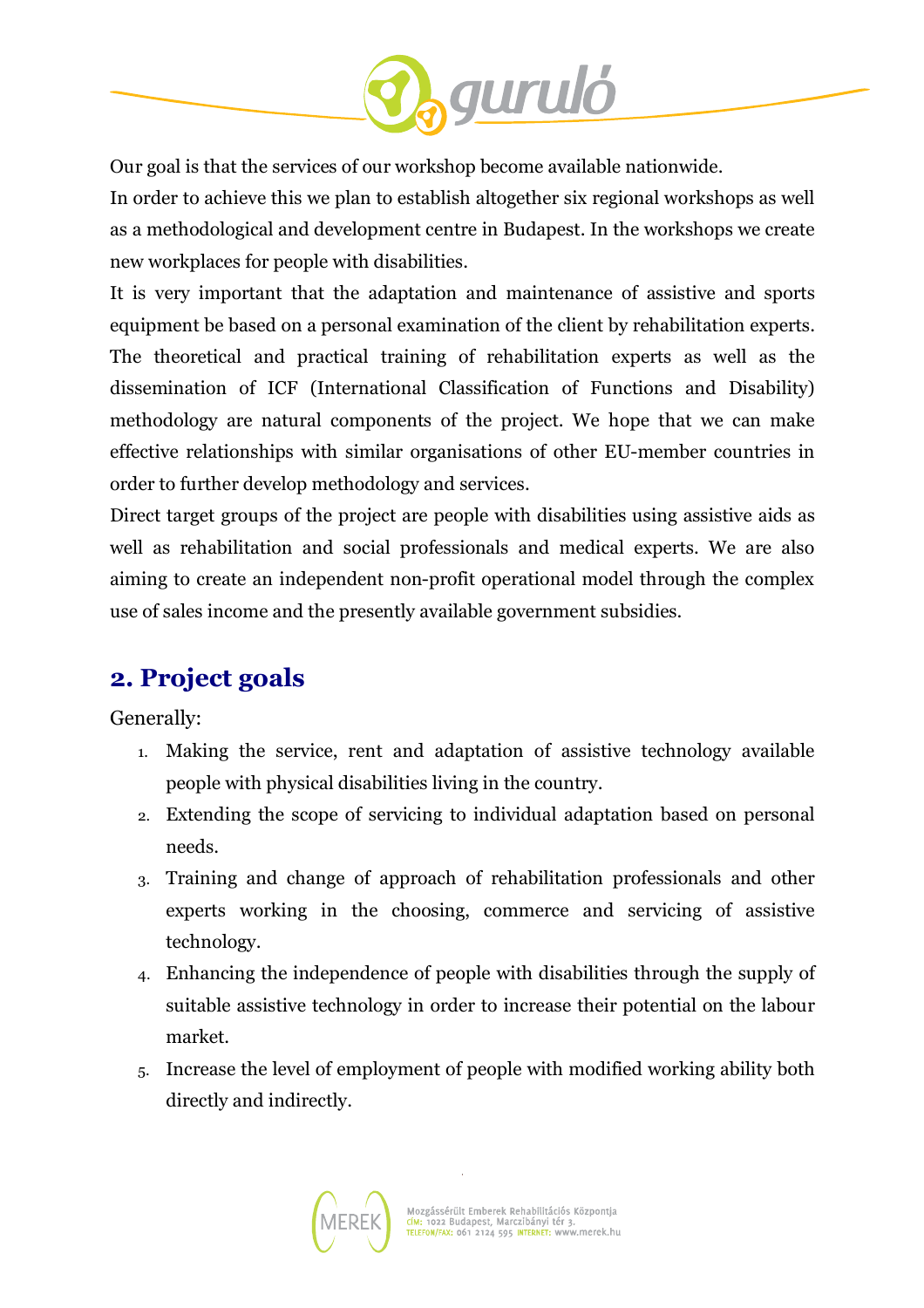Our goal is that the services of our workshop become available nationwide.

In order to achieve this we plan to establish altogether six regional workshops as well as a methodological and development centre in Budapest. In the workshops we create new workplaces for people with disabilities.

It is very important that the adaptation and maintenance of assistive and sports equipment be based on a personal examination of the client by rehabilitation experts. The theoretical and practical training of rehabilitation experts as well as the dissemination of ICF (International Classification of Functions and Disability) methodology are natural components of the project. We hope that we can make effective relationships with similar organisations of other EU-member countries in order to further develop methodology and services.

Direct target groups of the project are people with disabilities using assistive aids as well as rehabilitation and social professionals and medical experts. We are also aiming to create an independent non-profit operational model through the complex use of sales income and the presently available government subsidies.

## 2. Project goals

Generally:

1. Making the service, rent and adaptation of assistive technology available people with physical disabilities living in the country.
2. Extending the scope of servicing to individual adaptation based on personal needs.
3. Training and change of approach of rehabilitation professionals and other experts working in the choosing, commerce and servicing of assistive technology.
4. Enhancing the independence of people with disabilities through the supply of suitable assistive technology in order to increase their potential on the labour market.
5. Increase the level of employment of people with modified working ability both directly and indirectly.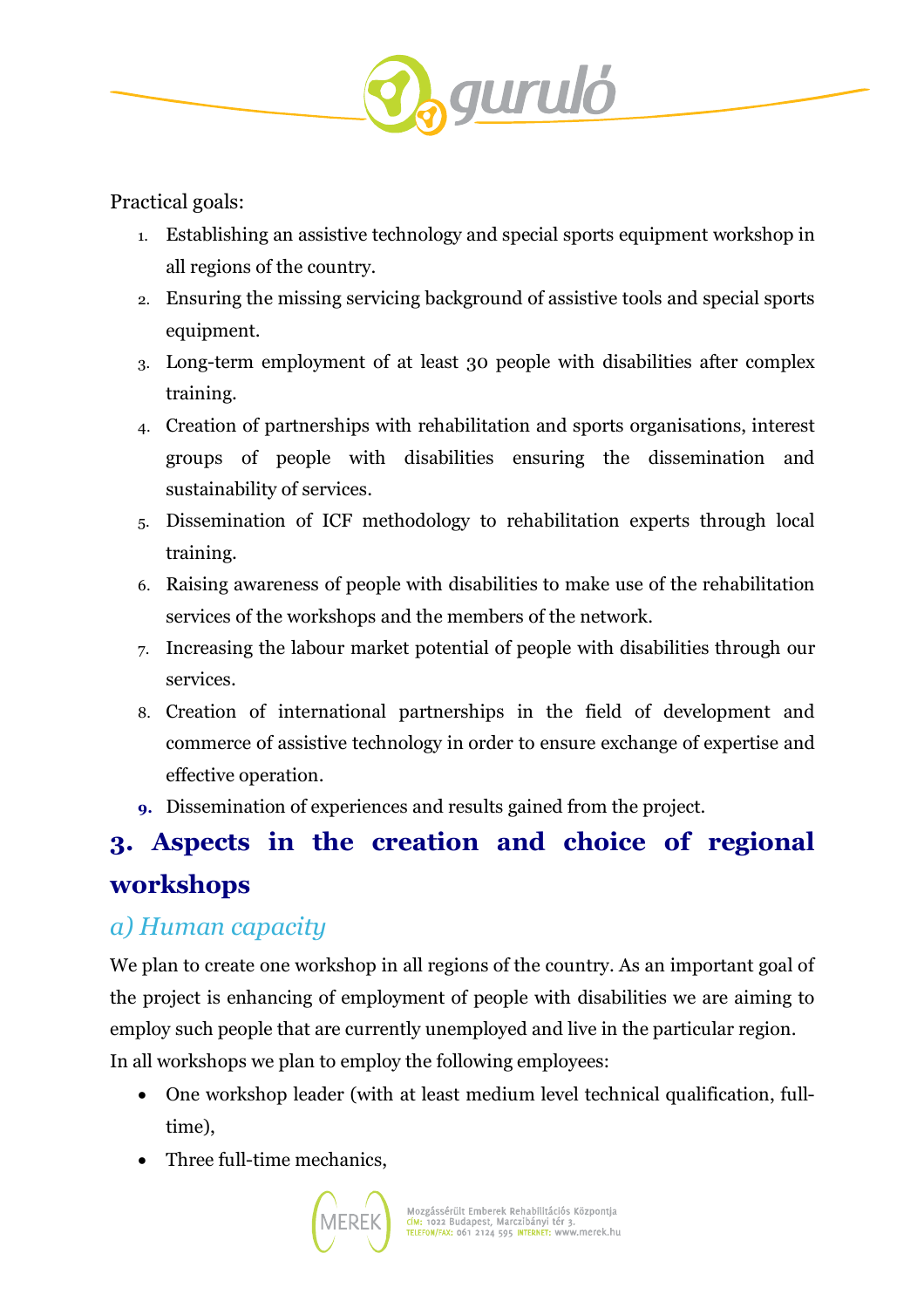Practical goals:

1. Establishing an assistive technology and special sports equipment workshop in all regions of the country.
2. Ensuring the missing servicing background of assistive tools and special sports equipment.
3. Long-term employment of at least 30 people with disabilities after complex training.
4. Creation of partnerships with rehabilitation and sports organisations, interest groups of people with disabilities ensuring the dissemination and sustainability of services.
5. Dissemination of ICF methodology to rehabilitation experts through local training.
6. Raising awareness of people with disabilities to make use of the rehabilitation services of the workshops and the members of the network.
7. Increasing the labour market potential of people with disabilities through our services.
8. Creation of international partnerships in the field of development and commerce of assistive technology in order to ensure exchange of expertise and effective operation.
9. Dissemination of experiences and results gained from the project.

# 3. Aspects in the creation and choice of regional workshops

## *a) Human capacity*

We plan to create one workshop in all regions of the country. As an important goal of the project is enhancing of employment of people with disabilities we are aiming to employ such people that are currently unemployed and live in the particular region.
In all workshops we plan to employ the following employees:

- One workshop leader (with at least medium level technical qualification, full-time),
- Three full-time mechanics,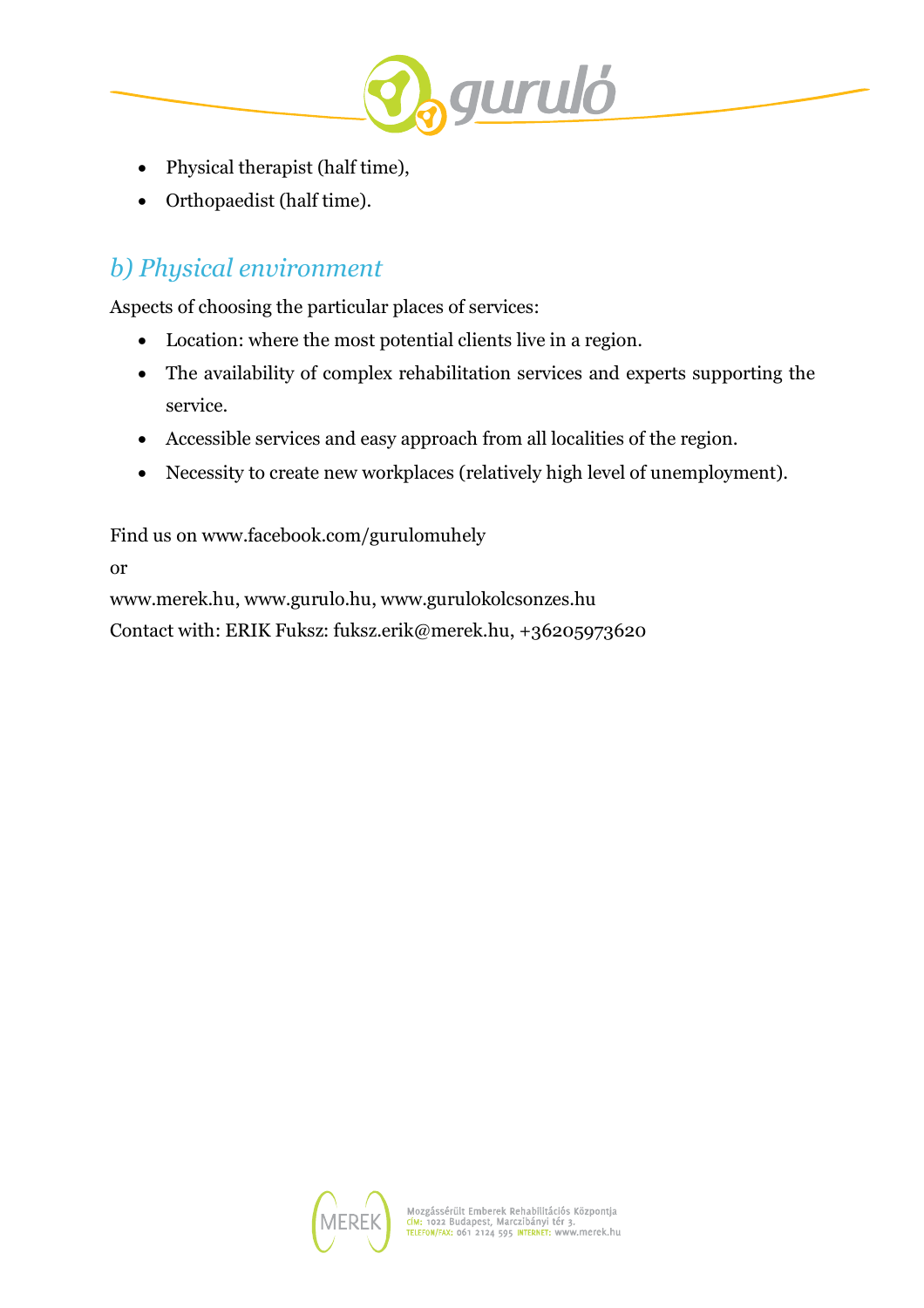- Physical therapist (half time),
- Orthopaedist (half time).

## *b) Physical environment*

Aspects of choosing the particular places of services:

- Location: where the most potential clients live in a region.
- The availability of complex rehabilitation services and experts supporting the service.
- Accessible services and easy approach from all localities of the region.
- Necessity to create new workplaces (relatively high level of unemployment).

Find us on www.facebook.com/gurulomuhely

or

www.merek.hu, www.gurulo.hu, www.gurulokolcsonzes.hu

Contact with: ERIK Fuksz: fuksz.erik@merek.hu, +36205973620